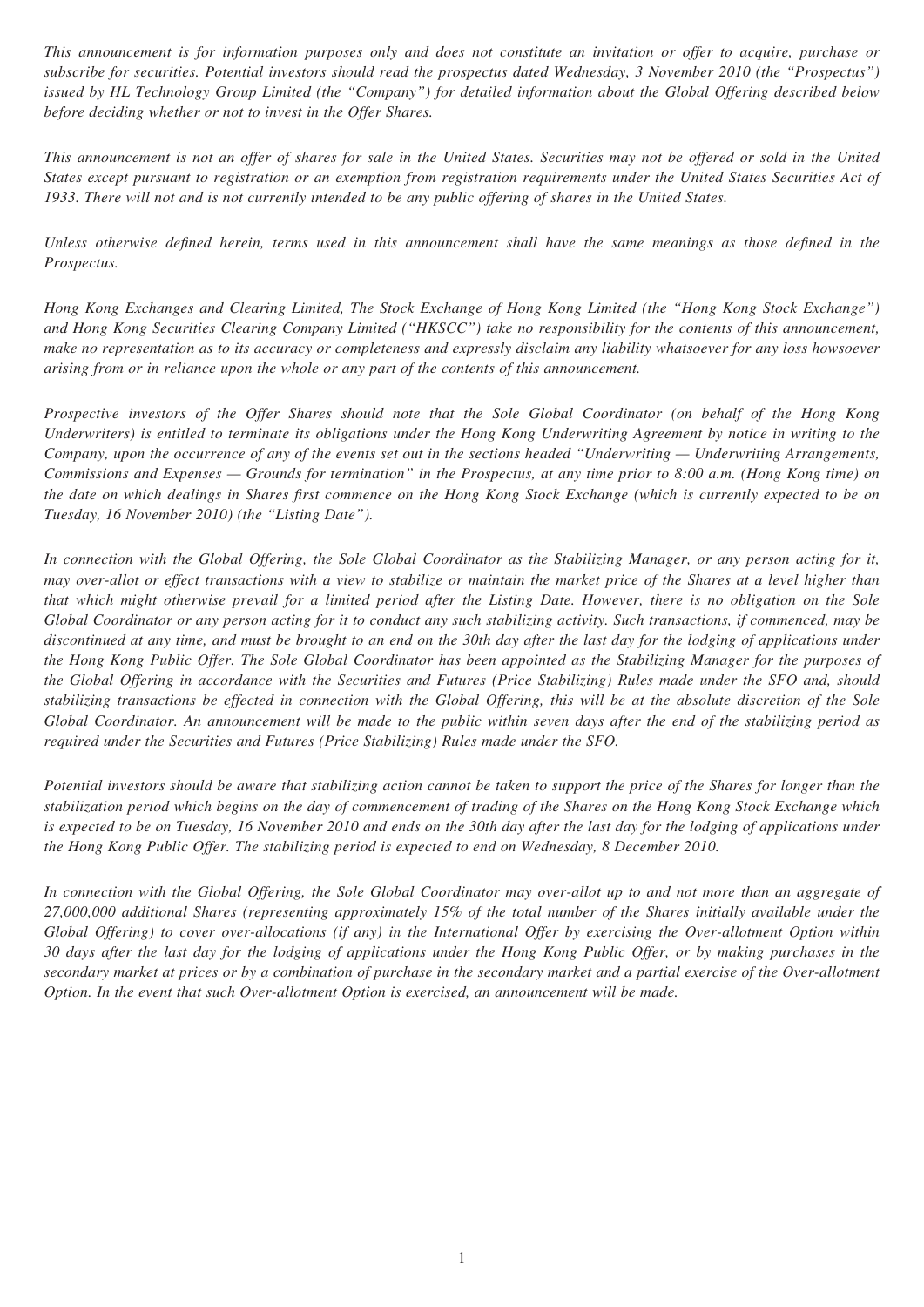*This announcement is for information purposes only and does not constitute an invitation or offer to acquire, purchase or subscribe for securities. Potential investors should read the prospectus dated Wednesday, 3 November 2010 (the "Prospectus") issued by HL Technology Group Limited (the "Company") for detailed information about the Global Offering described below before deciding whether or not to invest in the Offer Shares.*

*This announcement is not an offer of shares for sale in the United States. Securities may not be offered or sold in the United States except pursuant to registration or an exemption from registration requirements under the United States Securities Act of 1933. There will not and is not currently intended to be any public offering of shares in the United States.*

*Unless otherwise defined herein, terms used in this announcement shall have the same meanings as those defined in the Prospectus.*

*Hong Kong Exchanges and Clearing Limited, The Stock Exchange of Hong Kong Limited (the "Hong Kong Stock Exchange") and Hong Kong Securities Clearing Company Limited ("HKSCC") take no responsibility for the contents of this announcement, make no representation as to its accuracy or completeness and expressly disclaim any liability whatsoever for any loss howsoever arising from or in reliance upon the whole or any part of the contents of this announcement.*

*Prospective investors of the Offer Shares should note that the Sole Global Coordinator (on behalf of the Hong Kong Underwriters) is entitled to terminate its obligations under the Hong Kong Underwriting Agreement by notice in writing to the Company, upon the occurrence of any of the events set out in the sections headed "Underwriting — Underwriting Arrangements, Commissions and Expenses — Grounds for termination" in the Prospectus, at any time prior to 8:00 a.m. (Hong Kong time) on the date on which dealings in Shares first commence on the Hong Kong Stock Exchange (which is currently expected to be on Tuesday, 16 November 2010) (the "Listing Date").*

*In connection with the Global Offering, the Sole Global Coordinator as the Stabilizing Manager, or any person acting for it, may over-allot or effect transactions with a view to stabilize or maintain the market price of the Shares at a level higher than that which might otherwise prevail for a limited period after the Listing Date. However, there is no obligation on the Sole Global Coordinator or any person acting for it to conduct any such stabilizing activity. Such transactions, if commenced, may be discontinued at any time, and must be brought to an end on the 30th day after the last day for the lodging of applications under the Hong Kong Public Offer. The Sole Global Coordinator has been appointed as the Stabilizing Manager for the purposes of the Global Offering in accordance with the Securities and Futures (Price Stabilizing) Rules made under the SFO and, should stabilizing transactions be effected in connection with the Global Offering, this will be at the absolute discretion of the Sole Global Coordinator. An announcement will be made to the public within seven days after the end of the stabilizing period as required under the Securities and Futures (Price Stabilizing) Rules made under the SFO.*

*Potential investors should be aware that stabilizing action cannot be taken to support the price of the Shares for longer than the stabilization period which begins on the day of commencement of trading of the Shares on the Hong Kong Stock Exchange which is expected to be on Tuesday, 16 November 2010 and ends on the 30th day after the last day for the lodging of applications under the Hong Kong Public Offer. The stabilizing period is expected to end on Wednesday, 8 December 2010.*

*In connection with the Global Offering, the Sole Global Coordinator may over-allot up to and not more than an aggregate of 27,000,000 additional Shares (representing approximately 15% of the total number of the Shares initially available under the Global Offering) to cover over-allocations (if any) in the International Offer by exercising the Over-allotment Option within 30 days after the last day for the lodging of applications under the Hong Kong Public Offer, or by making purchases in the secondary market at prices or by a combination of purchase in the secondary market and a partial exercise of the Over-allotment Option. In the event that such Over-allotment Option is exercised, an announcement will be made.*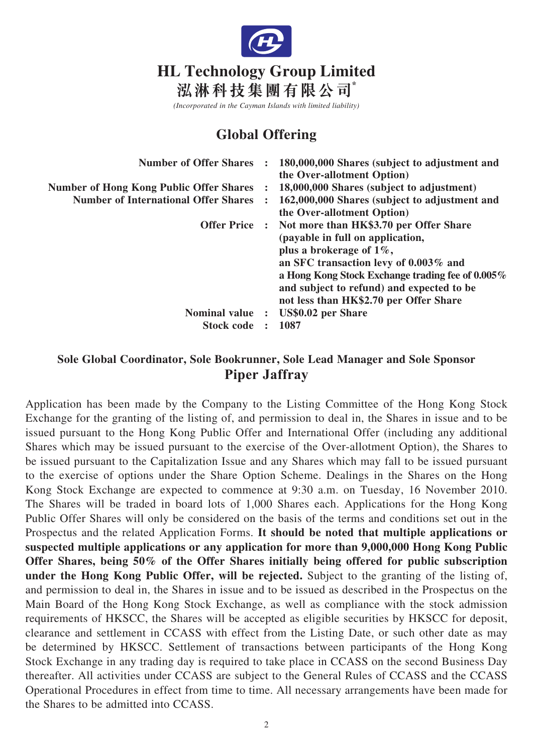# HL Technology Group Limited

# 泓淋科技集團有限公司*

*(Incorporated in the Cayman Islands with limited liability)*

## Global Offering

| | | |
|---|---|---|
| **Number of Offer Shares** | **:** | **180,000,000 Shares (subject to adjustment and the Over-allotment Option)** |
| **Number of Hong Kong Public Offer Shares** | **:** | **18,000,000 Shares (subject to adjustment)** |
| **Number of International Offer Shares** | **:** | **162,000,000 Shares (subject to adjustment and the Over-allotment Option)** |
| **Offer Price** | **:** | **Not more than HK$3.70 per Offer Share (payable in full on application, plus a brokerage of 1%, an SFC transaction levy of 0.003% and a Hong Kong Stock Exchange trading fee of 0.005% and subject to refund) and expected to be not less than HK$2.70 per Offer Share** |
| **Nominal value** | **:** | **US$0.02 per Share** |
| **Stock code** | **:** | **1087** |

### Sole Global Coordinator, Sole Bookrunner, Sole Lead Manager and Sole Sponsor

## Piper Jaffray

Application has been made by the Company to the Listing Committee of the Hong Kong Stock Exchange for the granting of the listing of, and permission to deal in, the Shares in issue and to be issued pursuant to the Hong Kong Public Offer and International Offer (including any additional Shares which may be issued pursuant to the exercise of the Over-allotment Option), the Shares to be issued pursuant to the Capitalization Issue and any Shares which may fall to be issued pursuant to the exercise of options under the Share Option Scheme. Dealings in the Shares on the Hong Kong Stock Exchange are expected to commence at 9:30 a.m. on Tuesday, 16 November 2010. The Shares will be traded in board lots of 1,000 Shares each. Applications for the Hong Kong Public Offer Shares will only be considered on the basis of the terms and conditions set out in the Prospectus and the related Application Forms. **It should be noted that multiple applications or suspected multiple applications or any application for more than 9,000,000 Hong Kong Public Offer Shares, being 50% of the Offer Shares initially being offered for public subscription under the Hong Kong Public Offer, will be rejected.** Subject to the granting of the listing of, and permission to deal in, the Shares in issue and to be issued as described in the Prospectus on the Main Board of the Hong Kong Stock Exchange, as well as compliance with the stock admission requirements of HKSCC, the Shares will be accepted as eligible securities by HKSCC for deposit, clearance and settlement in CCASS with effect from the Listing Date, or such other date as may be determined by HKSCC. Settlement of transactions between participants of the Hong Kong Stock Exchange in any trading day is required to take place in CCASS on the second Business Day thereafter. All activities under CCASS are subject to the General Rules of CCASS and the CCASS Operational Procedures in effect from time to time. All necessary arrangements have been made for the Shares to be admitted into CCASS.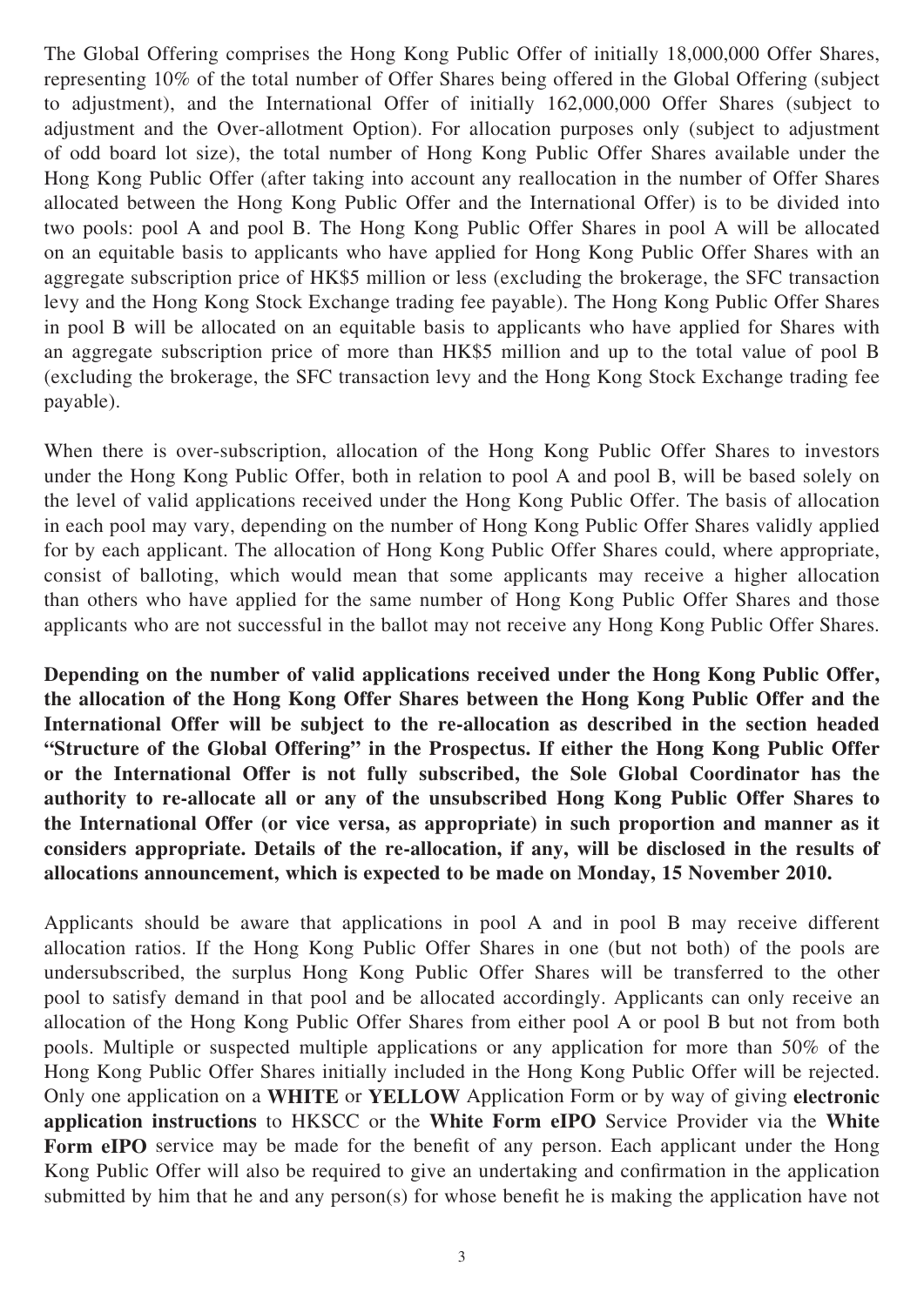The Global Offering comprises the Hong Kong Public Offer of initially 18,000,000 Offer Shares, representing 10% of the total number of Offer Shares being offered in the Global Offering (subject to adjustment), and the International Offer of initially 162,000,000 Offer Shares (subject to adjustment and the Over-allotment Option). For allocation purposes only (subject to adjustment of odd board lot size), the total number of Hong Kong Public Offer Shares available under the Hong Kong Public Offer (after taking into account any reallocation in the number of Offer Shares allocated between the Hong Kong Public Offer and the International Offer) is to be divided into two pools: pool A and pool B. The Hong Kong Public Offer Shares in pool A will be allocated on an equitable basis to applicants who have applied for Hong Kong Public Offer Shares with an aggregate subscription price of HK$5 million or less (excluding the brokerage, the SFC transaction levy and the Hong Kong Stock Exchange trading fee payable). The Hong Kong Public Offer Shares in pool B will be allocated on an equitable basis to applicants who have applied for Shares with an aggregate subscription price of more than HK$5 million and up to the total value of pool B (excluding the brokerage, the SFC transaction levy and the Hong Kong Stock Exchange trading fee payable).

When there is over-subscription, allocation of the Hong Kong Public Offer Shares to investors under the Hong Kong Public Offer, both in relation to pool A and pool B, will be based solely on the level of valid applications received under the Hong Kong Public Offer. The basis of allocation in each pool may vary, depending on the number of Hong Kong Public Offer Shares validly applied for by each applicant. The allocation of Hong Kong Public Offer Shares could, where appropriate, consist of balloting, which would mean that some applicants may receive a higher allocation than others who have applied for the same number of Hong Kong Public Offer Shares and those applicants who are not successful in the ballot may not receive any Hong Kong Public Offer Shares.

**Depending on the number of valid applications received under the Hong Kong Public Offer, the allocation of the Hong Kong Offer Shares between the Hong Kong Public Offer and the International Offer will be subject to the re-allocation as described in the section headed "Structure of the Global Offering" in the Prospectus. If either the Hong Kong Public Offer or the International Offer is not fully subscribed, the Sole Global Coordinator has the authority to re-allocate all or any of the unsubscribed Hong Kong Public Offer Shares to the International Offer (or vice versa, as appropriate) in such proportion and manner as it considers appropriate. Details of the re-allocation, if any, will be disclosed in the results of allocations announcement, which is expected to be made on Monday, 15 November 2010.**

Applicants should be aware that applications in pool A and in pool B may receive different allocation ratios. If the Hong Kong Public Offer Shares in one (but not both) of the pools are undersubscribed, the surplus Hong Kong Public Offer Shares will be transferred to the other pool to satisfy demand in that pool and be allocated accordingly. Applicants can only receive an allocation of the Hong Kong Public Offer Shares from either pool A or pool B but not from both pools. Multiple or suspected multiple applications or any application for more than 50% of the Hong Kong Public Offer Shares initially included in the Hong Kong Public Offer will be rejected. Only one application on a **WHITE** or **YELLOW** Application Form or by way of giving **electronic application instructions** to HKSCC or the **White Form eIPO** Service Provider via the **White Form eIPO** service may be made for the benefit of any person. Each applicant under the Hong Kong Public Offer will also be required to give an undertaking and confirmation in the application submitted by him that he and any person(s) for whose benefit he is making the application have not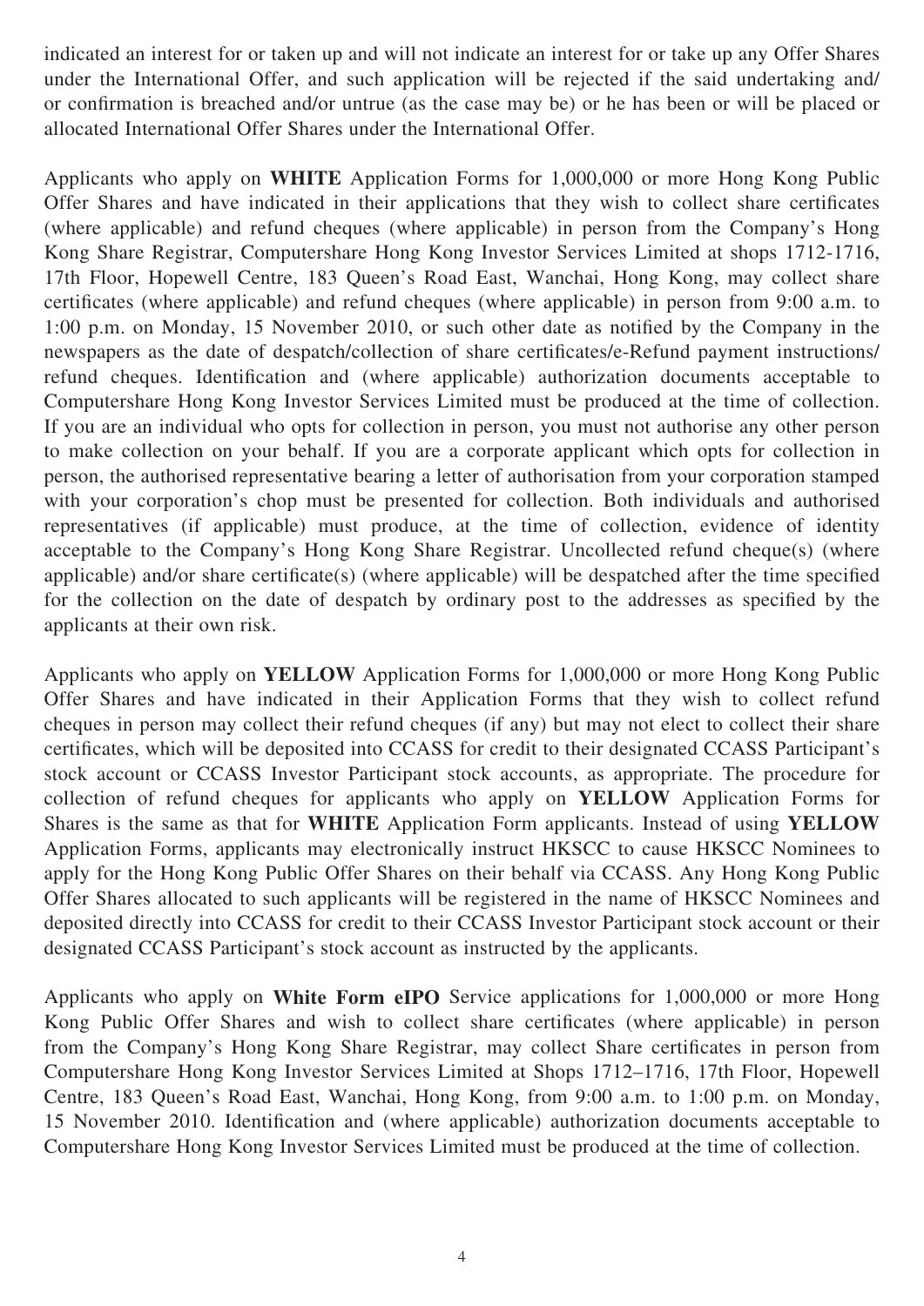indicated an interest for or taken up and will not indicate an interest for or take up any Offer Shares under the International Offer, and such application will be rejected if the said undertaking and/ or confirmation is breached and/or untrue (as the case may be) or he has been or will be placed or allocated International Offer Shares under the International Offer.

Applicants who apply on **WHITE** Application Forms for 1,000,000 or more Hong Kong Public Offer Shares and have indicated in their applications that they wish to collect share certificates (where applicable) and refund cheques (where applicable) in person from the Company's Hong Kong Share Registrar, Computershare Hong Kong Investor Services Limited at shops 1712-1716, 17th Floor, Hopewell Centre, 183 Queen's Road East, Wanchai, Hong Kong, may collect share certificates (where applicable) and refund cheques (where applicable) in person from 9:00 a.m. to 1:00 p.m. on Monday, 15 November 2010, or such other date as notified by the Company in the newspapers as the date of despatch/collection of share certificates/e-Refund payment instructions/ refund cheques. Identification and (where applicable) authorization documents acceptable to Computershare Hong Kong Investor Services Limited must be produced at the time of collection. If you are an individual who opts for collection in person, you must not authorise any other person to make collection on your behalf. If you are a corporate applicant which opts for collection in person, the authorised representative bearing a letter of authorisation from your corporation stamped with your corporation's chop must be presented for collection. Both individuals and authorised representatives (if applicable) must produce, at the time of collection, evidence of identity acceptable to the Company's Hong Kong Share Registrar. Uncollected refund cheque(s) (where applicable) and/or share certificate(s) (where applicable) will be despatched after the time specified for the collection on the date of despatch by ordinary post to the addresses as specified by the applicants at their own risk.

Applicants who apply on **YELLOW** Application Forms for 1,000,000 or more Hong Kong Public Offer Shares and have indicated in their Application Forms that they wish to collect refund cheques in person may collect their refund cheques (if any) but may not elect to collect their share certificates, which will be deposited into CCASS for credit to their designated CCASS Participant's stock account or CCASS Investor Participant stock accounts, as appropriate. The procedure for collection of refund cheques for applicants who apply on **YELLOW** Application Forms for Shares is the same as that for **WHITE** Application Form applicants. Instead of using **YELLOW** Application Forms, applicants may electronically instruct HKSCC to cause HKSCC Nominees to apply for the Hong Kong Public Offer Shares on their behalf via CCASS. Any Hong Kong Public Offer Shares allocated to such applicants will be registered in the name of HKSCC Nominees and deposited directly into CCASS for credit to their CCASS Investor Participant stock account or their designated CCASS Participant's stock account as instructed by the applicants.

Applicants who apply on **White Form eIPO** Service applications for 1,000,000 or more Hong Kong Public Offer Shares and wish to collect share certificates (where applicable) in person from the Company's Hong Kong Share Registrar, may collect Share certificates in person from Computershare Hong Kong Investor Services Limited at Shops 1712–1716, 17th Floor, Hopewell Centre, 183 Queen's Road East, Wanchai, Hong Kong, from 9:00 a.m. to 1:00 p.m. on Monday, 15 November 2010. Identification and (where applicable) authorization documents acceptable to Computershare Hong Kong Investor Services Limited must be produced at the time of collection.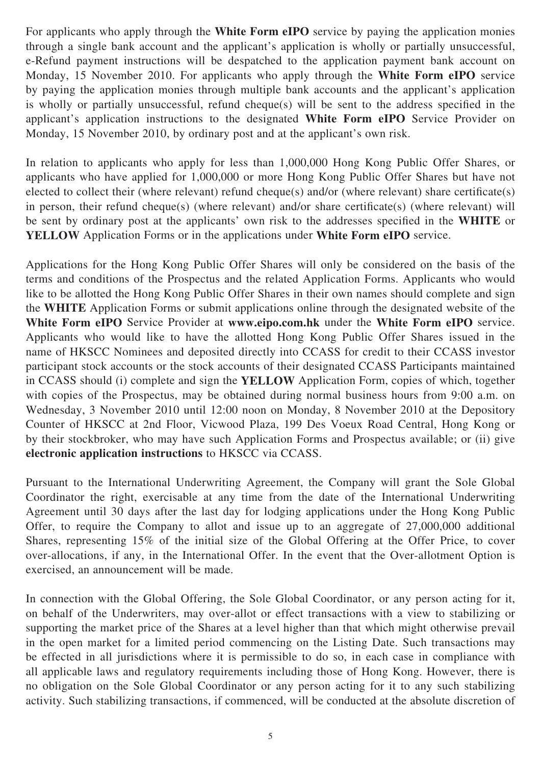For applicants who apply through the **White Form eIPO** service by paying the application monies through a single bank account and the applicant's application is wholly or partially unsuccessful, e-Refund payment instructions will be despatched to the application payment bank account on Monday, 15 November 2010. For applicants who apply through the **White Form eIPO** service by paying the application monies through multiple bank accounts and the applicant's application is wholly or partially unsuccessful, refund cheque(s) will be sent to the address specified in the applicant's application instructions to the designated **White Form eIPO** Service Provider on Monday, 15 November 2010, by ordinary post and at the applicant's own risk.

In relation to applicants who apply for less than 1,000,000 Hong Kong Public Offer Shares, or applicants who have applied for 1,000,000 or more Hong Kong Public Offer Shares but have not elected to collect their (where relevant) refund cheque(s) and/or (where relevant) share certificate(s) in person, their refund cheque(s) (where relevant) and/or share certificate(s) (where relevant) will be sent by ordinary post at the applicants' own risk to the addresses specified in the **WHITE** or **YELLOW** Application Forms or in the applications under **White Form eIPO** service.

Applications for the Hong Kong Public Offer Shares will only be considered on the basis of the terms and conditions of the Prospectus and the related Application Forms. Applicants who would like to be allotted the Hong Kong Public Offer Shares in their own names should complete and sign the **WHITE** Application Forms or submit applications online through the designated website of the **White Form eIPO** Service Provider at **www.eipo.com.hk** under the **White Form eIPO** service. Applicants who would like to have the allotted Hong Kong Public Offer Shares issued in the name of HKSCC Nominees and deposited directly into CCASS for credit to their CCASS investor participant stock accounts or the stock accounts of their designated CCASS Participants maintained in CCASS should (i) complete and sign the **YELLOW** Application Form, copies of which, together with copies of the Prospectus, may be obtained during normal business hours from 9:00 a.m. on Wednesday, 3 November 2010 until 12:00 noon on Monday, 8 November 2010 at the Depository Counter of HKSCC at 2nd Floor, Vicwood Plaza, 199 Des Voeux Road Central, Hong Kong or by their stockbroker, who may have such Application Forms and Prospectus available; or (ii) give **electronic application instructions** to HKSCC via CCASS.

Pursuant to the International Underwriting Agreement, the Company will grant the Sole Global Coordinator the right, exercisable at any time from the date of the International Underwriting Agreement until 30 days after the last day for lodging applications under the Hong Kong Public Offer, to require the Company to allot and issue up to an aggregate of 27,000,000 additional Shares, representing 15% of the initial size of the Global Offering at the Offer Price, to cover over-allocations, if any, in the International Offer. In the event that the Over-allotment Option is exercised, an announcement will be made.

In connection with the Global Offering, the Sole Global Coordinator, or any person acting for it, on behalf of the Underwriters, may over-allot or effect transactions with a view to stabilizing or supporting the market price of the Shares at a level higher than that which might otherwise prevail in the open market for a limited period commencing on the Listing Date. Such transactions may be effected in all jurisdictions where it is permissible to do so, in each case in compliance with all applicable laws and regulatory requirements including those of Hong Kong. However, there is no obligation on the Sole Global Coordinator or any person acting for it to any such stabilizing activity. Such stabilizing transactions, if commenced, will be conducted at the absolute discretion of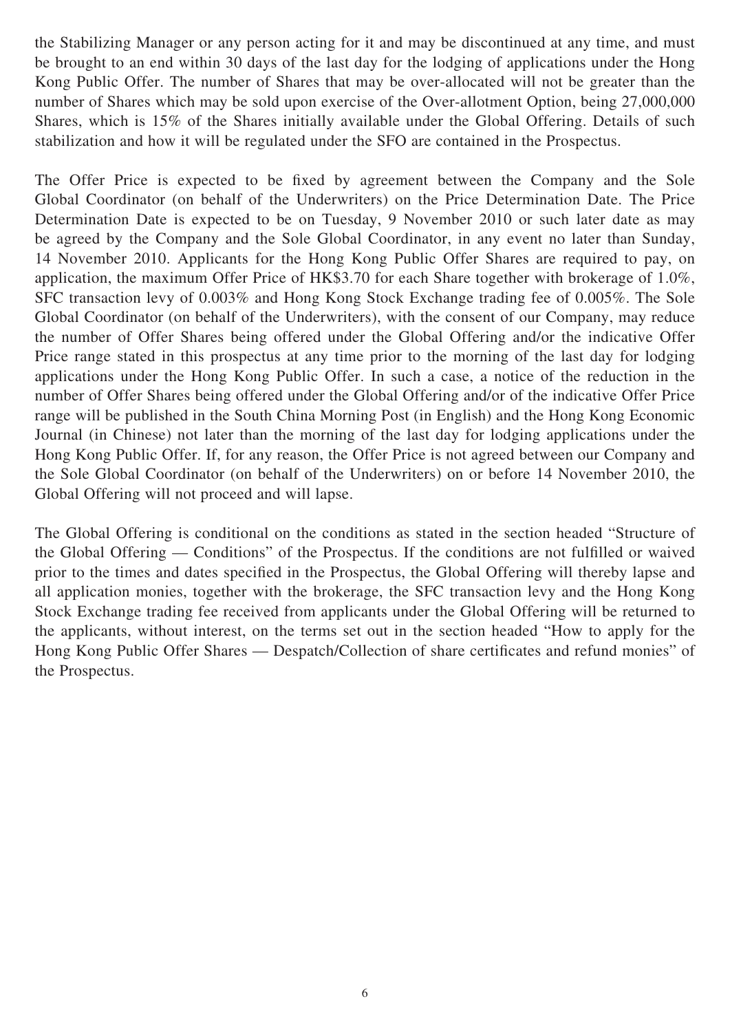the Stabilizing Manager or any person acting for it and may be discontinued at any time, and must be brought to an end within 30 days of the last day for the lodging of applications under the Hong Kong Public Offer. The number of Shares that may be over-allocated will not be greater than the number of Shares which may be sold upon exercise of the Over-allotment Option, being 27,000,000 Shares, which is 15% of the Shares initially available under the Global Offering. Details of such stabilization and how it will be regulated under the SFO are contained in the Prospectus.

The Offer Price is expected to be fixed by agreement between the Company and the Sole Global Coordinator (on behalf of the Underwriters) on the Price Determination Date. The Price Determination Date is expected to be on Tuesday, 9 November 2010 or such later date as may be agreed by the Company and the Sole Global Coordinator, in any event no later than Sunday, 14 November 2010. Applicants for the Hong Kong Public Offer Shares are required to pay, on application, the maximum Offer Price of HK$3.70 for each Share together with brokerage of 1.0%, SFC transaction levy of 0.003% and Hong Kong Stock Exchange trading fee of 0.005%. The Sole Global Coordinator (on behalf of the Underwriters), with the consent of our Company, may reduce the number of Offer Shares being offered under the Global Offering and/or the indicative Offer Price range stated in this prospectus at any time prior to the morning of the last day for lodging applications under the Hong Kong Public Offer. In such a case, a notice of the reduction in the number of Offer Shares being offered under the Global Offering and/or of the indicative Offer Price range will be published in the South China Morning Post (in English) and the Hong Kong Economic Journal (in Chinese) not later than the morning of the last day for lodging applications under the Hong Kong Public Offer. If, for any reason, the Offer Price is not agreed between our Company and the Sole Global Coordinator (on behalf of the Underwriters) on or before 14 November 2010, the Global Offering will not proceed and will lapse.

The Global Offering is conditional on the conditions as stated in the section headed "Structure of the Global Offering — Conditions" of the Prospectus. If the conditions are not fulfilled or waived prior to the times and dates specified in the Prospectus, the Global Offering will thereby lapse and all application monies, together with the brokerage, the SFC transaction levy and the Hong Kong Stock Exchange trading fee received from applicants under the Global Offering will be returned to the applicants, without interest, on the terms set out in the section headed "How to apply for the Hong Kong Public Offer Shares — Despatch/Collection of share certificates and refund monies" of the Prospectus.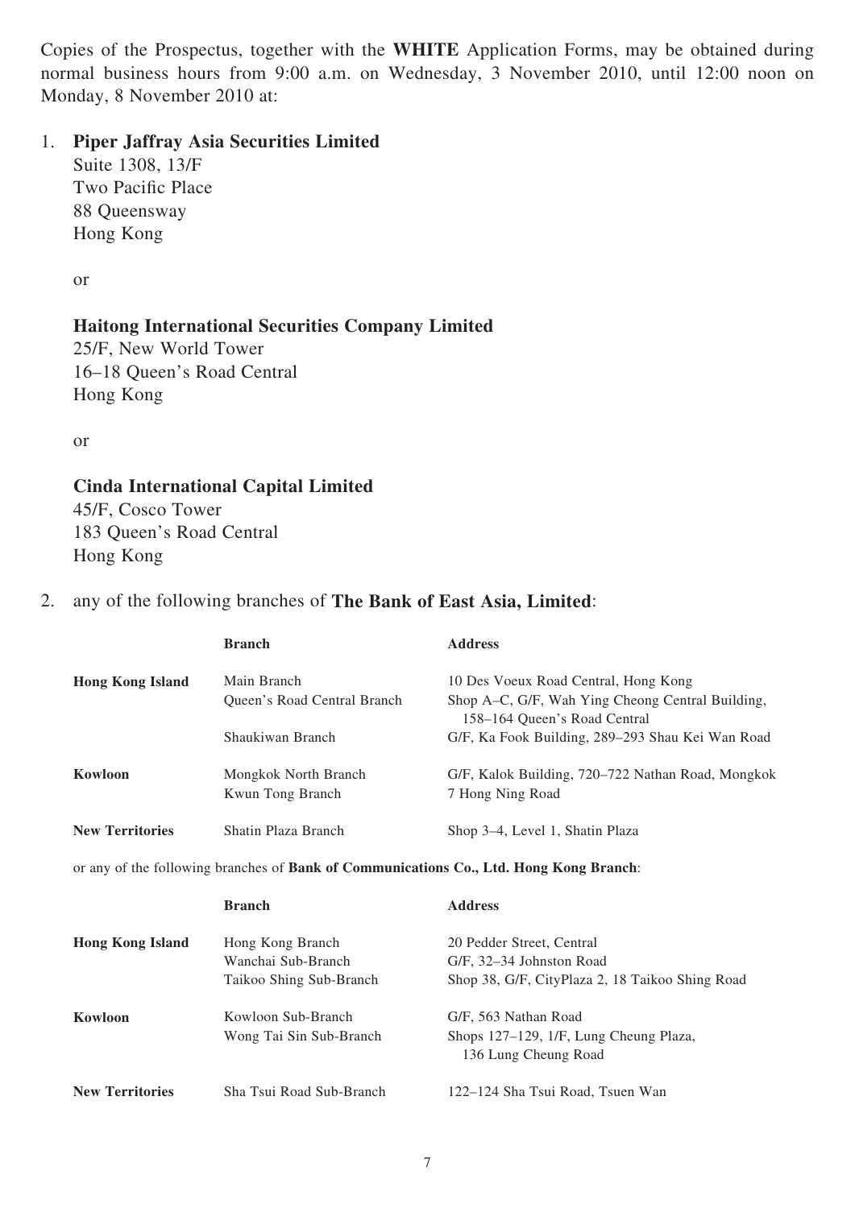Copies of the Prospectus, together with the **WHITE** Application Forms, may be obtained during normal business hours from 9:00 a.m. on Wednesday, 3 November 2010, until 12:00 noon on Monday, 8 November 2010 at:

1. **Piper Jaffray Asia Securities Limited**
   Suite 1308, 13/F
   Two Pacific Place
   88 Queensway
   Hong Kong

   or

   **Haitong International Securities Company Limited**
   25/F, New World Tower
   16–18 Queen's Road Central
   Hong Kong

   or

   **Cinda International Capital Limited**
   45/F, Cosco Tower
   183 Queen's Road Central
   Hong Kong

2. any of the following branches of **The Bank of East Asia, Limited**:

| | **Branch** | **Address** |
|---|---|---|
| **Hong Kong Island** | Main Branch | 10 Des Voeux Road Central, Hong Kong |
| | Queen's Road Central Branch | Shop A–C, G/F, Wah Ying Cheong Central Building, 158–164 Queen's Road Central |
| | Shaukiwan Branch | G/F, Ka Fook Building, 289–293 Shau Kei Wan Road |
| **Kowloon** | Mongkok North Branch | G/F, Kalok Building, 720–722 Nathan Road, Mongkok |
| | Kwun Tong Branch | 7 Hong Ning Road |
| **New Territories** | Shatin Plaza Branch | Shop 3–4, Level 1, Shatin Plaza |

or any of the following branches of **Bank of Communications Co., Ltd. Hong Kong Branch**:

| | **Branch** | **Address** |
|---|---|---|
| **Hong Kong Island** | Hong Kong Branch | 20 Pedder Street, Central |
| | Wanchai Sub-Branch | G/F, 32–34 Johnston Road |
| | Taikoo Shing Sub-Branch | Shop 38, G/F, CityPlaza 2, 18 Taikoo Shing Road |
| **Kowloon** | Kowloon Sub-Branch | G/F, 563 Nathan Road |
| | Wong Tai Sin Sub-Branch | Shops 127–129, 1/F, Lung Cheung Plaza, 136 Lung Cheung Road |
| **New Territories** | Sha Tsui Road Sub-Branch | 122–124 Sha Tsui Road, Tsuen Wan |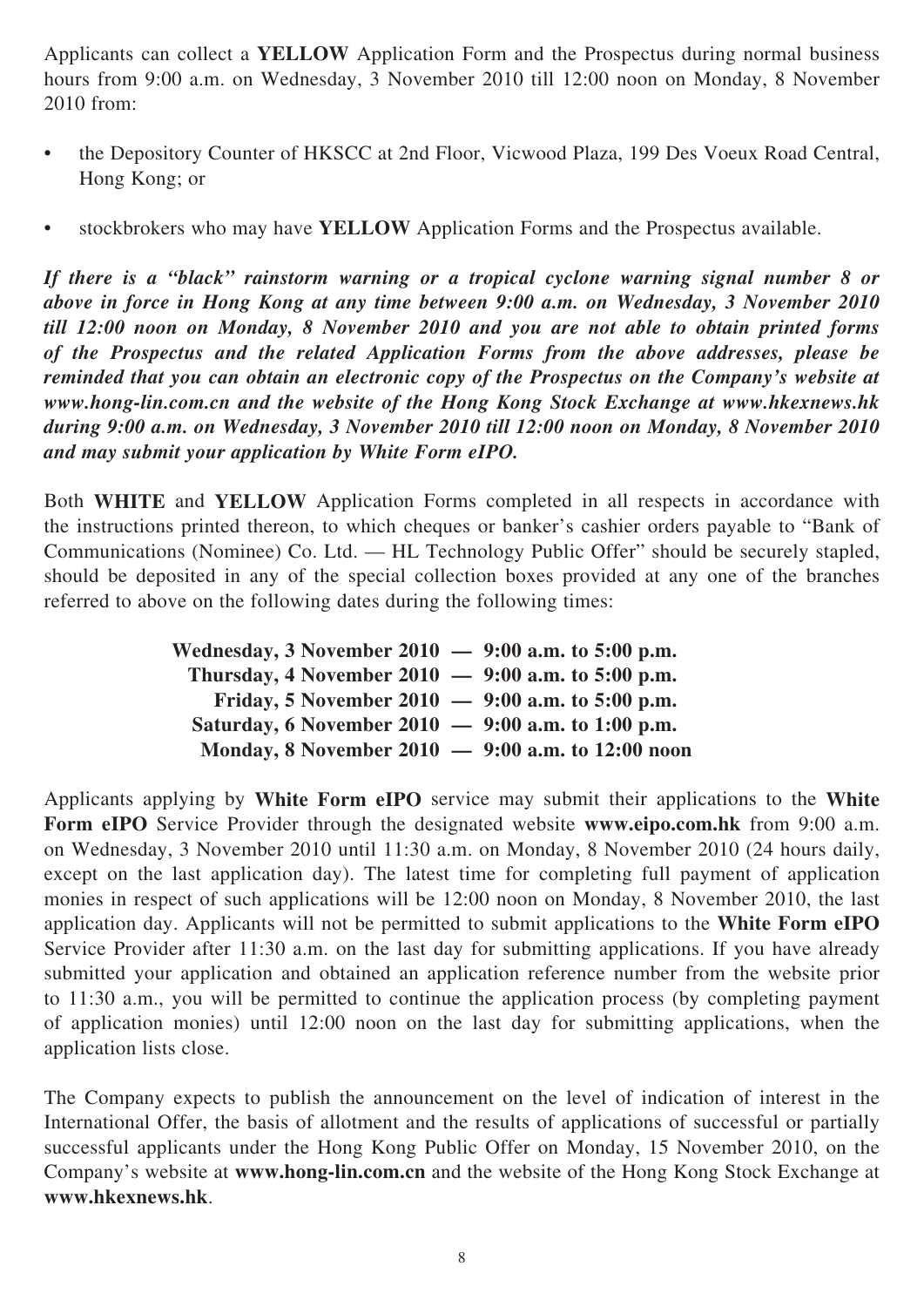Applicants can collect a **YELLOW** Application Form and the Prospectus during normal business hours from 9:00 a.m. on Wednesday, 3 November 2010 till 12:00 noon on Monday, 8 November 2010 from:

- the Depository Counter of HKSCC at 2nd Floor, Vicwood Plaza, 199 Des Voeux Road Central, Hong Kong; or
- stockbrokers who may have **YELLOW** Application Forms and the Prospectus available.

***If there is a "black" rainstorm warning or a tropical cyclone warning signal number 8 or above in force in Hong Kong at any time between 9:00 a.m. on Wednesday, 3 November 2010 till 12:00 noon on Monday, 8 November 2010 and you are not able to obtain printed forms of the Prospectus and the related Application Forms from the above addresses, please be reminded that you can obtain an electronic copy of the Prospectus on the Company's website at www.hong-lin.com.cn and the website of the Hong Kong Stock Exchange at www.hkexnews.hk during 9:00 a.m. on Wednesday, 3 November 2010 till 12:00 noon on Monday, 8 November 2010 and may submit your application by White Form eIPO.***

Both **WHITE** and **YELLOW** Application Forms completed in all respects in accordance with the instructions printed thereon, to which cheques or banker's cashier orders payable to "Bank of Communications (Nominee) Co. Ltd. — HL Technology Public Offer" should be securely stapled, should be deposited in any of the special collection boxes provided at any one of the branches referred to above on the following dates during the following times:

**Wednesday, 3 November 2010 — 9:00 a.m. to 5:00 p.m.**
**Thursday, 4 November 2010 — 9:00 a.m. to 5:00 p.m.**
**Friday, 5 November 2010 — 9:00 a.m. to 5:00 p.m.**
**Saturday, 6 November 2010 — 9:00 a.m. to 1:00 p.m.**
**Monday, 8 November 2010 — 9:00 a.m. to 12:00 noon**

Applicants applying by **White Form eIPO** service may submit their applications to the **White Form eIPO** Service Provider through the designated website **www.eipo.com.hk** from 9:00 a.m. on Wednesday, 3 November 2010 until 11:30 a.m. on Monday, 8 November 2010 (24 hours daily, except on the last application day). The latest time for completing full payment of application monies in respect of such applications will be 12:00 noon on Monday, 8 November 2010, the last application day. Applicants will not be permitted to submit applications to the **White Form eIPO** Service Provider after 11:30 a.m. on the last day for submitting applications. If you have already submitted your application and obtained an application reference number from the website prior to 11:30 a.m., you will be permitted to continue the application process (by completing payment of application monies) until 12:00 noon on the last day for submitting applications, when the application lists close.

The Company expects to publish the announcement on the level of indication of interest in the International Offer, the basis of allotment and the results of applications of successful or partially successful applicants under the Hong Kong Public Offer on Monday, 15 November 2010, on the Company's website at **www.hong-lin.com.cn** and the website of the Hong Kong Stock Exchange at **www.hkexnews.hk**.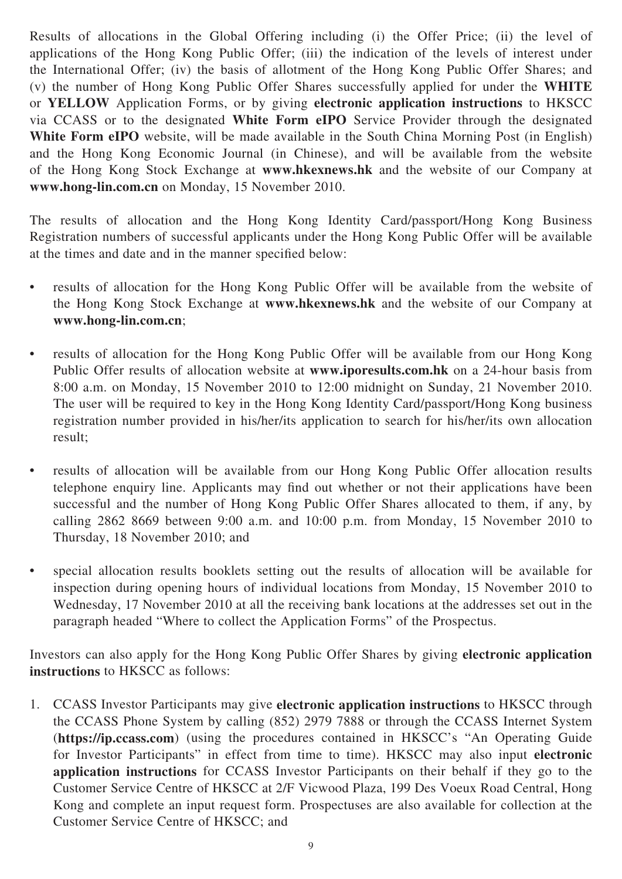Results of allocations in the Global Offering including (i) the Offer Price; (ii) the level of applications of the Hong Kong Public Offer; (iii) the indication of the levels of interest under the International Offer; (iv) the basis of allotment of the Hong Kong Public Offer Shares; and (v) the number of Hong Kong Public Offer Shares successfully applied for under the **WHITE** or **YELLOW** Application Forms, or by giving **electronic application instructions** to HKSCC via CCASS or to the designated **White Form eIPO** Service Provider through the designated **White Form eIPO** website, will be made available in the South China Morning Post (in English) and the Hong Kong Economic Journal (in Chinese), and will be available from the website of the Hong Kong Stock Exchange at **www.hkexnews.hk** and the website of our Company at **www.hong-lin.com.cn** on Monday, 15 November 2010.

The results of allocation and the Hong Kong Identity Card/passport/Hong Kong Business Registration numbers of successful applicants under the Hong Kong Public Offer will be available at the times and date and in the manner specified below:

- results of allocation for the Hong Kong Public Offer will be available from the website of the Hong Kong Stock Exchange at **www.hkexnews.hk** and the website of our Company at **www.hong-lin.com.cn**;
- results of allocation for the Hong Kong Public Offer will be available from our Hong Kong Public Offer results of allocation website at **www.iporesults.com.hk** on a 24-hour basis from 8:00 a.m. on Monday, 15 November 2010 to 12:00 midnight on Sunday, 21 November 2010. The user will be required to key in the Hong Kong Identity Card/passport/Hong Kong business registration number provided in his/her/its application to search for his/her/its own allocation result;
- results of allocation will be available from our Hong Kong Public Offer allocation results telephone enquiry line. Applicants may find out whether or not their applications have been successful and the number of Hong Kong Public Offer Shares allocated to them, if any, by calling 2862 8669 between 9:00 a.m. and 10:00 p.m. from Monday, 15 November 2010 to Thursday, 18 November 2010; and
- special allocation results booklets setting out the results of allocation will be available for inspection during opening hours of individual locations from Monday, 15 November 2010 to Wednesday, 17 November 2010 at all the receiving bank locations at the addresses set out in the paragraph headed "Where to collect the Application Forms" of the Prospectus.

Investors can also apply for the Hong Kong Public Offer Shares by giving **electronic application instructions** to HKSCC as follows:

1. CCASS Investor Participants may give **electronic application instructions** to HKSCC through the CCASS Phone System by calling (852) 2979 7888 or through the CCASS Internet System (**https://ip.ccass.com**) (using the procedures contained in HKSCC's "An Operating Guide for Investor Participants" in effect from time to time). HKSCC may also input **electronic application instructions** for CCASS Investor Participants on their behalf if they go to the Customer Service Centre of HKSCC at 2/F Vicwood Plaza, 199 Des Voeux Road Central, Hong Kong and complete an input request form. Prospectuses are also available for collection at the Customer Service Centre of HKSCC; and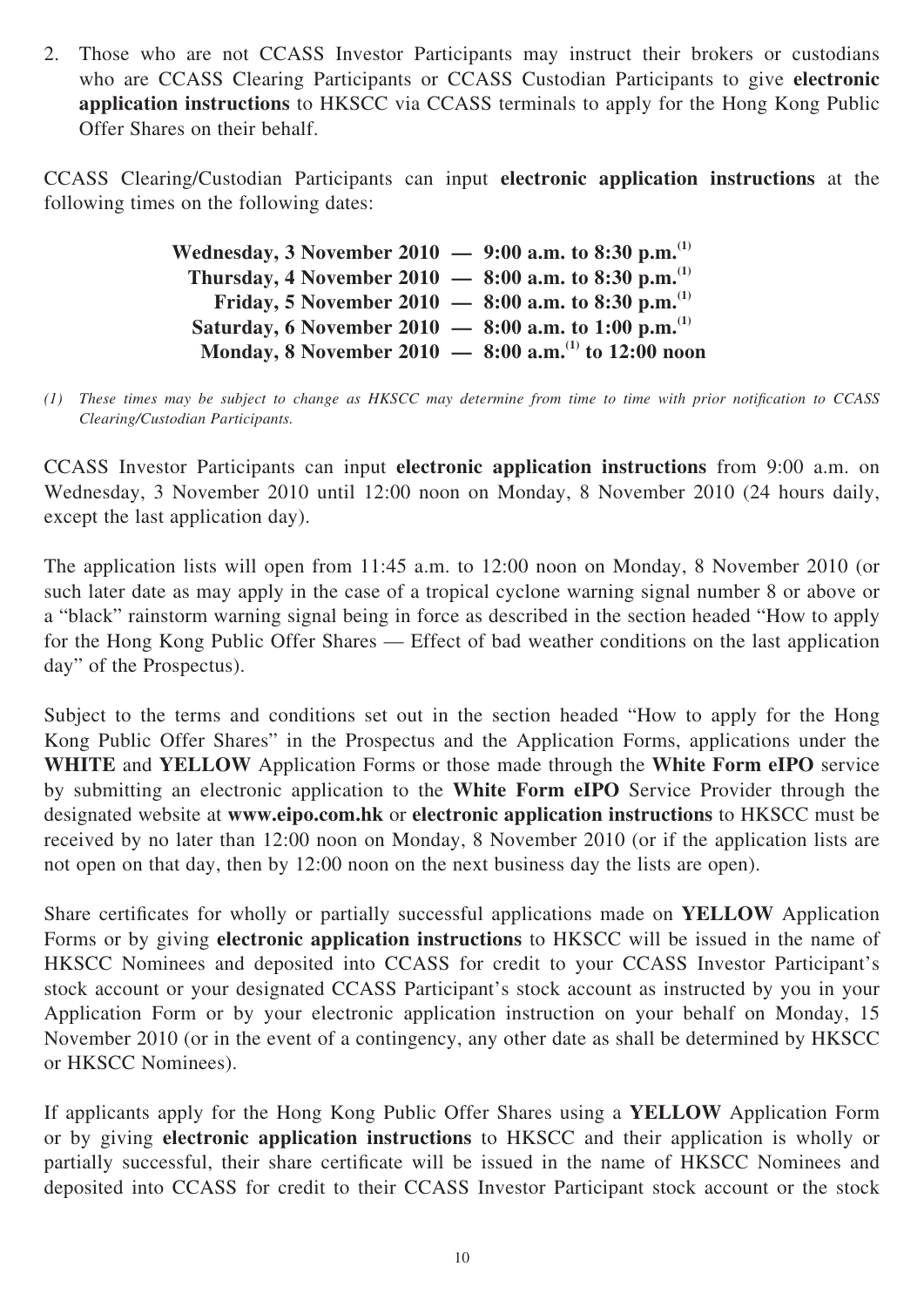2. Those who are not CCASS Investor Participants may instruct their brokers or custodians who are CCASS Clearing Participants or CCASS Custodian Participants to give **electronic application instructions** to HKSCC via CCASS terminals to apply for the Hong Kong Public Offer Shares on their behalf.

CCASS Clearing/Custodian Participants can input **electronic application instructions** at the following times on the following dates:

**Wednesday, 3 November 2010 — 9:00 a.m. to 8:30 p.m.[(1)]**
**Thursday, 4 November 2010 — 8:00 a.m. to 8:30 p.m.[(1)]**
**Friday, 5 November 2010 — 8:00 a.m. to 8:30 p.m.[(1)]**
**Saturday, 6 November 2010 — 8:00 a.m. to 1:00 p.m.[(1)]**
**Monday, 8 November 2010 — 8:00 a.m.[(1)] to 12:00 noon**

*(1) These times may be subject to change as HKSCC may determine from time to time with prior notification to CCASS Clearing/Custodian Participants.*

CCASS Investor Participants can input **electronic application instructions** from 9:00 a.m. on Wednesday, 3 November 2010 until 12:00 noon on Monday, 8 November 2010 (24 hours daily, except the last application day).

The application lists will open from 11:45 a.m. to 12:00 noon on Monday, 8 November 2010 (or such later date as may apply in the case of a tropical cyclone warning signal number 8 or above or a "black" rainstorm warning signal being in force as described in the section headed "How to apply for the Hong Kong Public Offer Shares — Effect of bad weather conditions on the last application day" of the Prospectus).

Subject to the terms and conditions set out in the section headed "How to apply for the Hong Kong Public Offer Shares" in the Prospectus and the Application Forms, applications under the **WHITE** and **YELLOW** Application Forms or those made through the **White Form eIPO** service by submitting an electronic application to the **White Form eIPO** Service Provider through the designated website at **www.eipo.com.hk** or **electronic application instructions** to HKSCC must be received by no later than 12:00 noon on Monday, 8 November 2010 (or if the application lists are not open on that day, then by 12:00 noon on the next business day the lists are open).

Share certificates for wholly or partially successful applications made on **YELLOW** Application Forms or by giving **electronic application instructions** to HKSCC will be issued in the name of HKSCC Nominees and deposited into CCASS for credit to your CCASS Investor Participant's stock account or your designated CCASS Participant's stock account as instructed by you in your Application Form or by your electronic application instruction on your behalf on Monday, 15 November 2010 (or in the event of a contingency, any other date as shall be determined by HKSCC or HKSCC Nominees).

If applicants apply for the Hong Kong Public Offer Shares using a **YELLOW** Application Form or by giving **electronic application instructions** to HKSCC and their application is wholly or partially successful, their share certificate will be issued in the name of HKSCC Nominees and deposited into CCASS for credit to their CCASS Investor Participant stock account or the stock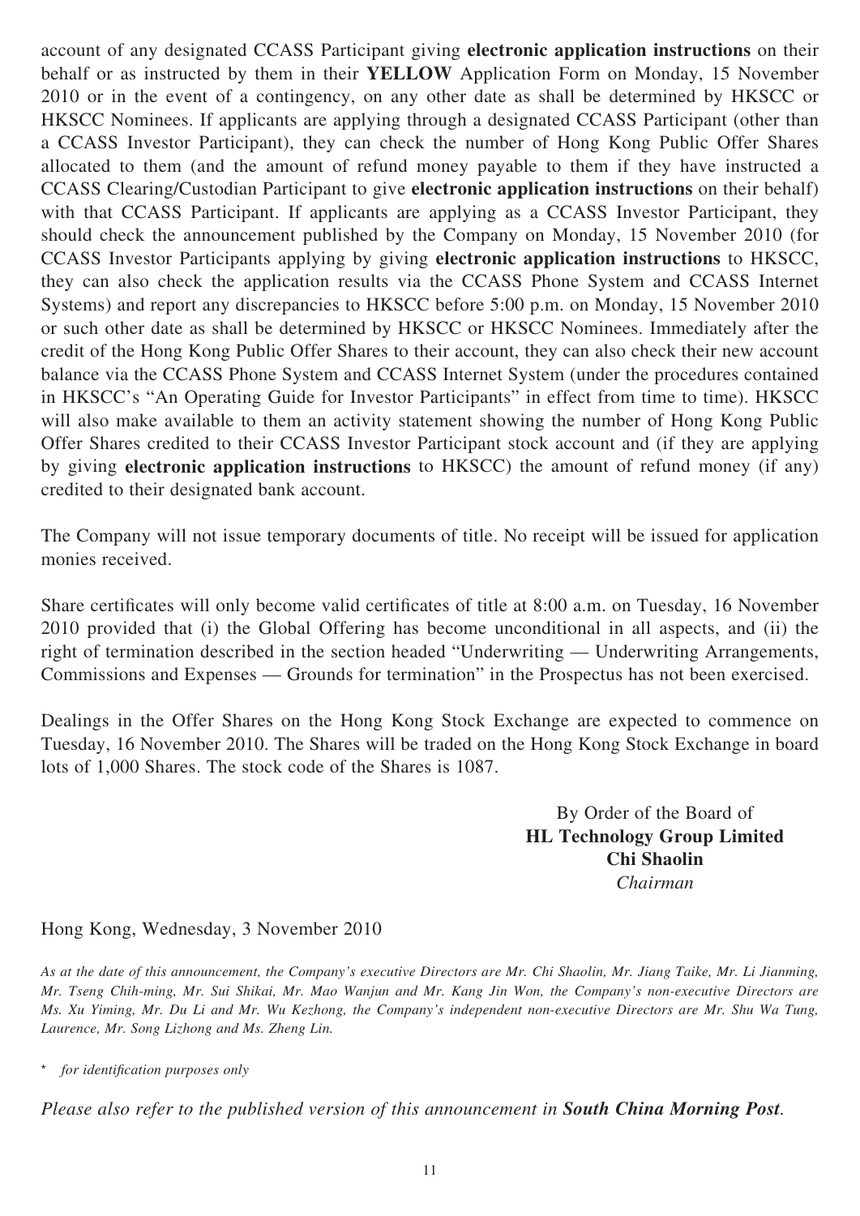account of any designated CCASS Participant giving **electronic application instructions** on their behalf or as instructed by them in their **YELLOW** Application Form on Monday, 15 November 2010 or in the event of a contingency, on any other date as shall be determined by HKSCC or HKSCC Nominees. If applicants are applying through a designated CCASS Participant (other than a CCASS Investor Participant), they can check the number of Hong Kong Public Offer Shares allocated to them (and the amount of refund money payable to them if they have instructed a CCASS Clearing/Custodian Participant to give **electronic application instructions** on their behalf) with that CCASS Participant. If applicants are applying as a CCASS Investor Participant, they should check the announcement published by the Company on Monday, 15 November 2010 (for CCASS Investor Participants applying by giving **electronic application instructions** to HKSCC, they can also check the application results via the CCASS Phone System and CCASS Internet Systems) and report any discrepancies to HKSCC before 5:00 p.m. on Monday, 15 November 2010 or such other date as shall be determined by HKSCC or HKSCC Nominees. Immediately after the credit of the Hong Kong Public Offer Shares to their account, they can also check their new account balance via the CCASS Phone System and CCASS Internet System (under the procedures contained in HKSCC's "An Operating Guide for Investor Participants" in effect from time to time). HKSCC will also make available to them an activity statement showing the number of Hong Kong Public Offer Shares credited to their CCASS Investor Participant stock account and (if they are applying by giving **electronic application instructions** to HKSCC) the amount of refund money (if any) credited to their designated bank account.

The Company will not issue temporary documents of title. No receipt will be issued for application monies received.

Share certificates will only become valid certificates of title at 8:00 a.m. on Tuesday, 16 November 2010 provided that (i) the Global Offering has become unconditional in all aspects, and (ii) the right of termination described in the section headed "Underwriting — Underwriting Arrangements, Commissions and Expenses — Grounds for termination" in the Prospectus has not been exercised.

Dealings in the Offer Shares on the Hong Kong Stock Exchange are expected to commence on Tuesday, 16 November 2010. The Shares will be traded on the Hong Kong Stock Exchange in board lots of 1,000 Shares. The stock code of the Shares is 1087.

By Order of the Board of
**HL Technology Group Limited**
**Chi Shaolin**
*Chairman*

Hong Kong, Wednesday, 3 November 2010

*As at the date of this announcement, the Company's executive Directors are Mr. Chi Shaolin, Mr. Jiang Taike, Mr. Li Jianming, Mr. Tseng Chih-ming, Mr. Sui Shikai, Mr. Mao Wanjun and Mr. Kang Jin Won, the Company's non-executive Directors are Ms. Xu Yiming, Mr. Du Li and Mr. Wu Kezhong, the Company's independent non-executive Directors are Mr. Shu Wa Tung, Laurence, Mr. Song Lizhong and Ms. Zheng Lin.*

\* *for identification purposes only*

*Please also refer to the published version of this announcement in **South China Morning Post**.*